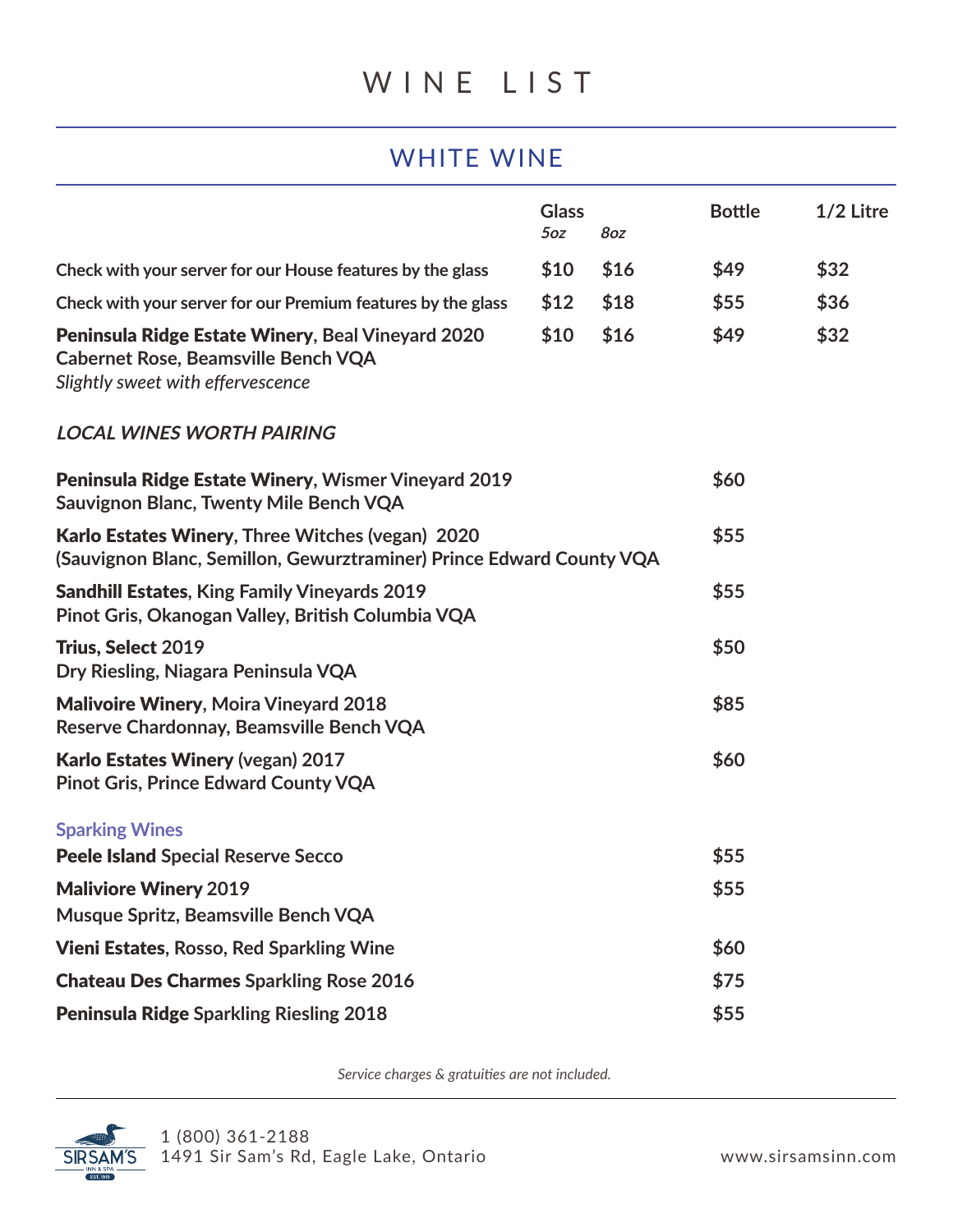# WINE LIST

## WHITE WINE

| | Glass 5oz | Glass 8oz | Bottle | 1/2 Litre |
|---|---|---|---|---|
| Check with your server for our House features by the glass | $10 | $16 | $49 | $32 |
| Check with your server for our Premium features by the glass | $12 | $18 | $55 | $36 |
| **Peninsula Ridge Estate Winery**, Beal Vineyard 2020 Cabernet Rose, Beamsville Bench VQA *Slightly sweet with effervescence* | $10 | $16 | $49 | $32 |

### *LOCAL WINES WORTH PAIRING*

| Wine | Bottle |
|---|---|
| **Peninsula Ridge Estate Winery**, Wismer Vineyard 2019 Sauvignon Blanc, Twenty Mile Bench VQA | $60 |
| **Karlo Estates Winery**, Three Witches (vegan) 2020 (Sauvignon Blanc, Semillon, Gewurztraminer) Prince Edward County VQA | $55 |
| **Sandhill Estates**, King Family Vineyards 2019 Pinot Gris, Okanogan Valley, British Columbia VQA | $55 |
| **Trius, Select** 2019 Dry Riesling, Niagara Peninsula VQA | $50 |
| **Malivoire Winery**, Moira Vineyard 2018 Reserve Chardonnay, Beamsville Bench VQA | $85 |
| **Karlo Estates Winery** (vegan) 2017 Pinot Gris, Prince Edward County VQA | $60 |

### Sparking Wines

| Wine | Bottle |
|---|---|
| **Peele Island** Special Reserve Secco | $55 |
| **Maliviore Winery** 2019 Musque Spritz, Beamsville Bench VQA | $55 |
| **Vieni Estates**, Rosso, Red Sparkling Wine | $60 |
| **Chateau Des Charmes** Sparkling Rose 2016 | $75 |
| **Peninsula Ridge** Sparkling Riesling 2018 | $55 |

*Service charges & gratuities are not included.*

1 (800) 361-2188
1491 Sir Sam's Rd, Eagle Lake, Ontario

www.sirsamsinn.com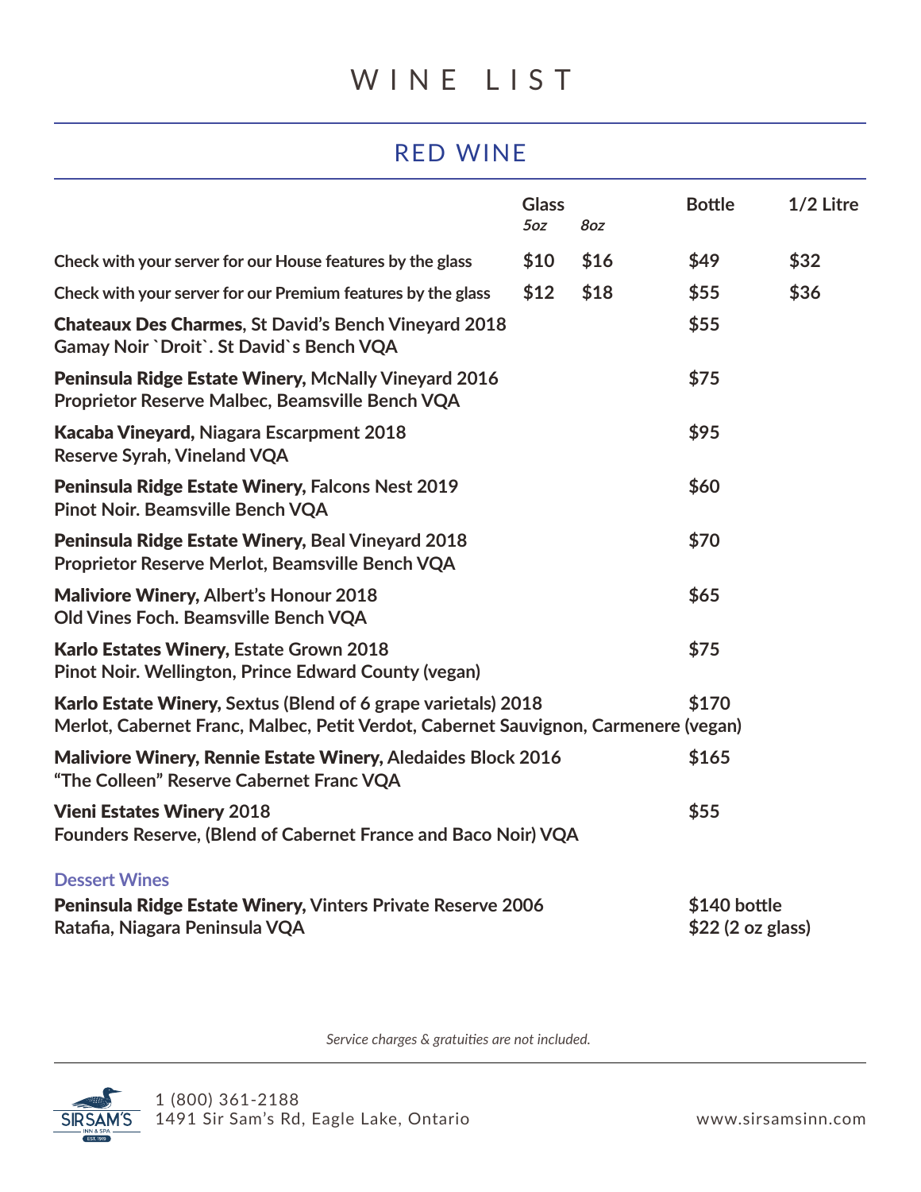# WINE LIST

## RED WINE

| | Glass 5oz | 8oz | Bottle | 1/2 Litre |
|---|---|---|---|---|
| Check with your server for our House features by the glass | $10 | $16 | $49 | $32 |
| Check with your server for our Premium features by the glass | $12 | $18 | $55 | $36 |
| **Chateaux Des Charmes**, St David's Bench Vineyard 2018<br>Gamay Noir `Droit`. St David`s Bench VQA | | | $55 | |
| **Peninsula Ridge Estate Winery,** McNally Vineyard 2016<br>Proprietor Reserve Malbec, Beamsville Bench VQA | | | $75 | |
| **Kacaba Vineyard,** Niagara Escarpment 2018<br>Reserve Syrah, Vineland VQA | | | $95 | |
| **Peninsula Ridge Estate Winery,** Falcons Nest 2019<br>Pinot Noir. Beamsville Bench VQA | | | $60 | |
| **Peninsula Ridge Estate Winery,** Beal Vineyard 2018<br>Proprietor Reserve Merlot, Beamsville Bench VQA | | | $70 | |
| **Maliviore Winery,** Albert's Honour 2018<br>Old Vines Foch. Beamsville Bench VQA | | | $65 | |
| **Karlo Estates Winery,** Estate Grown 2018<br>Pinot Noir. Wellington, Prince Edward County (vegan) | | | $75 | |
| **Karlo Estate Winery,** Sextus (Blend of 6 grape varietals) 2018<br>Merlot, Cabernet Franc, Malbec, Petit Verdot, Cabernet Sauvignon, Carmenere (vegan) | | | $170 | |
| **Maliviore Winery, Rennie Estate Winery,** Aledaides Block 2016<br>"The Colleen" Reserve Cabernet Franc VQA | | | $165 | |
| **Vieni Estates Winery** 2018<br>Founders Reserve, (Blend of Cabernet France and Baco Noir) VQA | | | $55 | |

### Dessert Wines

**Peninsula Ridge Estate Winery,** Vinters Private Reserve 2006
Ratafia, Niagara Peninsula VQA
$140 bottle
$22 (2 oz glass)

*Service charges & gratuities are not included.*

SIR SAM'S INN & SPA EST. 1919

1 (800) 361-2188
1491 Sir Sam's Rd, Eagle Lake, Ontario

www.sirsamsinn.com